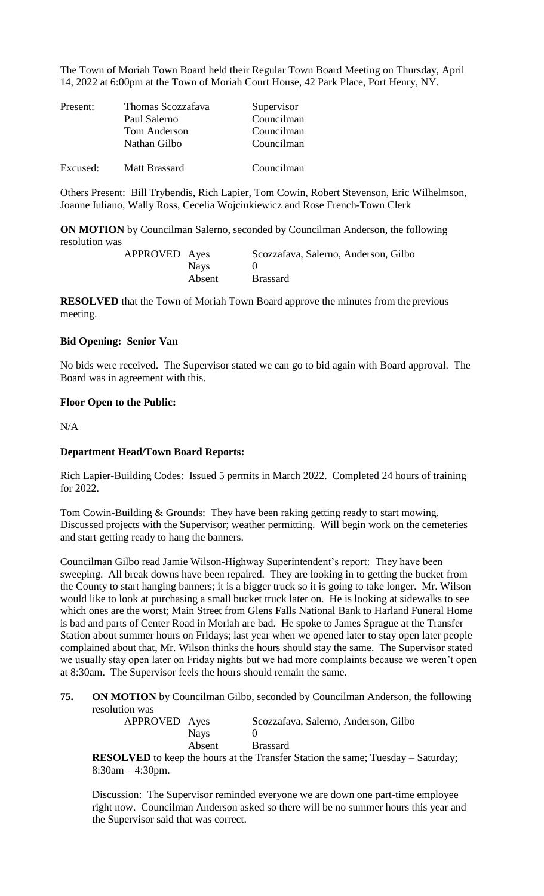The Town of Moriah Town Board held their Regular Town Board Meeting on Thursday, April 14, 2022 at 6:00pm at the Town of Moriah Court House, 42 Park Place, Port Henry, NY.

| | | |
|---|---|---|
| Present: | Thomas Scozzafava | Supervisor |
| | Paul Salerno | Councilman |
| | Tom Anderson | Councilman |
| | Nathan Gilbo | Councilman |
| Excused: | Matt Brassard | Councilman |

Others Present: Bill Trybendis, Rich Lapier, Tom Cowin, Robert Stevenson, Eric Wilhelmson, Joanne Iuliano, Wally Ross, Cecelia Wojciukiewicz and Rose French-Town Clerk

**ON MOTION** by Councilman Salerno, seconded by Councilman Anderson, the following resolution was

| | | |
|---|---|---|
| APPROVED | Ayes | Scozzafava, Salerno, Anderson, Gilbo |
| | Nays | 0 |
| | Absent | Brassard |

**RESOLVED** that the Town of Moriah Town Board approve the minutes from the previous meeting.

**Bid Opening: Senior Van**

No bids were received. The Supervisor stated we can go to bid again with Board approval. The Board was in agreement with this.

**Floor Open to the Public:**

N/A

**Department Head/Town Board Reports:**

Rich Lapier-Building Codes: Issued 5 permits in March 2022. Completed 24 hours of training for 2022.

Tom Cowin-Building & Grounds: They have been raking getting ready to start mowing. Discussed projects with the Supervisor; weather permitting. Will begin work on the cemeteries and start getting ready to hang the banners.

Councilman Gilbo read Jamie Wilson-Highway Superintendent's report: They have been sweeping. All break downs have been repaired. They are looking in to getting the bucket from the County to start hanging banners; it is a bigger truck so it is going to take longer. Mr. Wilson would like to look at purchasing a small bucket truck later on. He is looking at sidewalks to see which ones are the worst; Main Street from Glens Falls National Bank to Harland Funeral Home is bad and parts of Center Road in Moriah are bad. He spoke to James Sprague at the Transfer Station about summer hours on Fridays; last year when we opened later to stay open later people complained about that, Mr. Wilson thinks the hours should stay the same. The Supervisor stated we usually stay open later on Friday nights but we had more complaints because we weren't open at 8:30am. The Supervisor feels the hours should remain the same.

**75. ON MOTION** by Councilman Gilbo, seconded by Councilman Anderson, the following resolution was

| | | |
|---|---|---|
| APPROVED | Ayes | Scozzafava, Salerno, Anderson, Gilbo |
| | Nays | 0 |
| | Absent | Brassard |

**RESOLVED** to keep the hours at the Transfer Station the same; Tuesday – Saturday; 8:30am – 4:30pm.

Discussion: The Supervisor reminded everyone we are down one part-time employee right now. Councilman Anderson asked so there will be no summer hours this year and the Supervisor said that was correct.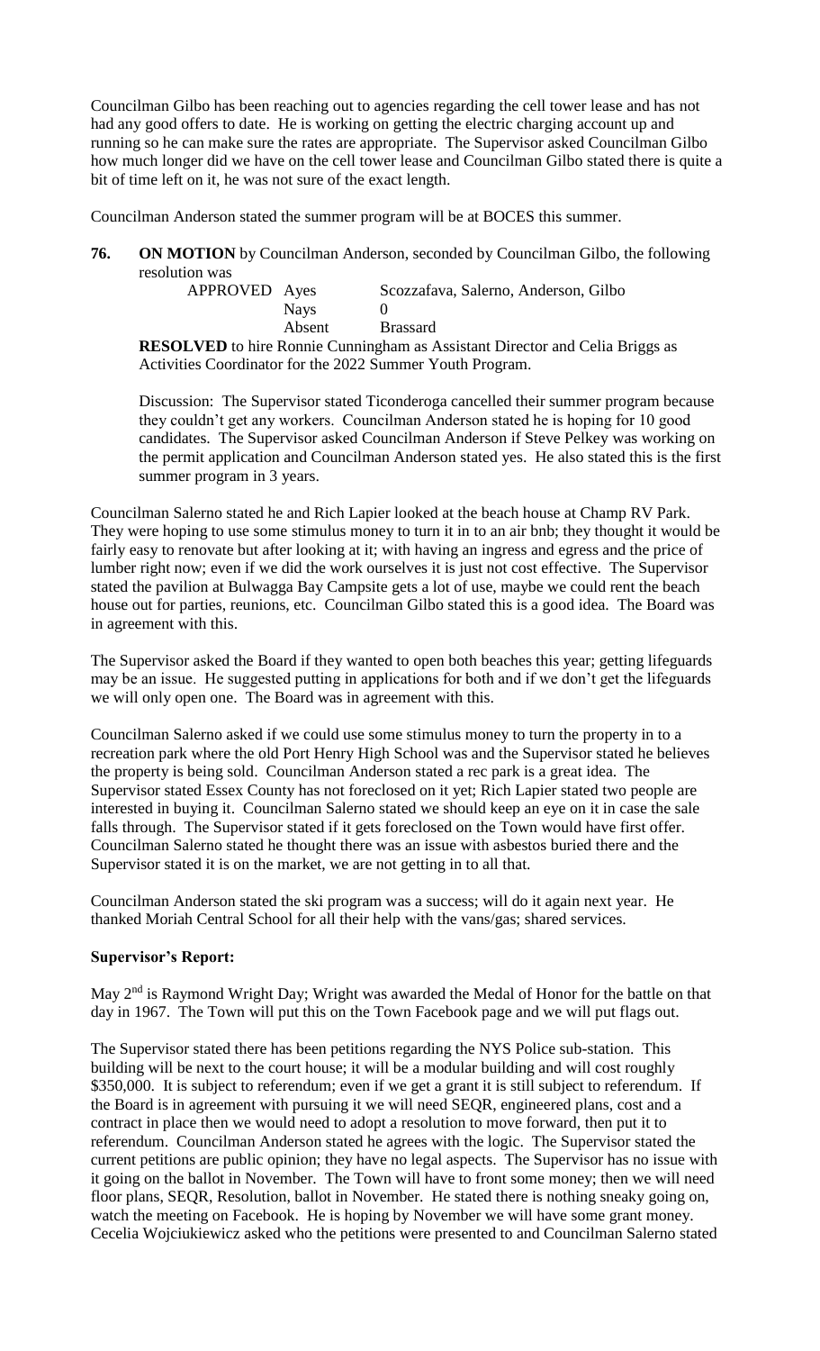Councilman Gilbo has been reaching out to agencies regarding the cell tower lease and has not had any good offers to date. He is working on getting the electric charging account up and running so he can make sure the rates are appropriate. The Supervisor asked Councilman Gilbo how much longer did we have on the cell tower lease and Councilman Gilbo stated there is quite a bit of time left on it, he was not sure of the exact length.

Councilman Anderson stated the summer program will be at BOCES this summer.

**76.** **ON MOTION** by Councilman Anderson, seconded by Councilman Gilbo, the following resolution was

| APPROVED | Ayes | Scozzafava, Salerno, Anderson, Gilbo |
|---|---|---|
| | Nays | 0 |
| | Absent | Brassard |

**RESOLVED** to hire Ronnie Cunningham as Assistant Director and Celia Briggs as Activities Coordinator for the 2022 Summer Youth Program.

Discussion: The Supervisor stated Ticonderoga cancelled their summer program because they couldn't get any workers. Councilman Anderson stated he is hoping for 10 good candidates. The Supervisor asked Councilman Anderson if Steve Pelkey was working on the permit application and Councilman Anderson stated yes. He also stated this is the first summer program in 3 years.

Councilman Salerno stated he and Rich Lapier looked at the beach house at Champ RV Park. They were hoping to use some stimulus money to turn it in to an air bnb; they thought it would be fairly easy to renovate but after looking at it; with having an ingress and egress and the price of lumber right now; even if we did the work ourselves it is just not cost effective. The Supervisor stated the pavilion at Bulwagga Bay Campsite gets a lot of use, maybe we could rent the beach house out for parties, reunions, etc. Councilman Gilbo stated this is a good idea. The Board was in agreement with this.

The Supervisor asked the Board if they wanted to open both beaches this year; getting lifeguards may be an issue. He suggested putting in applications for both and if we don't get the lifeguards we will only open one. The Board was in agreement with this.

Councilman Salerno asked if we could use some stimulus money to turn the property in to a recreation park where the old Port Henry High School was and the Supervisor stated he believes the property is being sold. Councilman Anderson stated a rec park is a great idea. The Supervisor stated Essex County has not foreclosed on it yet; Rich Lapier stated two people are interested in buying it. Councilman Salerno stated we should keep an eye on it in case the sale falls through. The Supervisor stated if it gets foreclosed on the Town would have first offer. Councilman Salerno stated he thought there was an issue with asbestos buried there and the Supervisor stated it is on the market, we are not getting in to all that.

Councilman Anderson stated the ski program was a success; will do it again next year. He thanked Moriah Central School for all their help with the vans/gas; shared services.

**Supervisor's Report:**

May 2nd is Raymond Wright Day; Wright was awarded the Medal of Honor for the battle on that day in 1967. The Town will put this on the Town Facebook page and we will put flags out.

The Supervisor stated there has been petitions regarding the NYS Police sub-station. This building will be next to the court house; it will be a modular building and will cost roughly $350,000. It is subject to referendum; even if we get a grant it is still subject to referendum. If the Board is in agreement with pursuing it we will need SEQR, engineered plans, cost and a contract in place then we would need to adopt a resolution to move forward, then put it to referendum. Councilman Anderson stated he agrees with the logic. The Supervisor stated the current petitions are public opinion; they have no legal aspects. The Supervisor has no issue with it going on the ballot in November. The Town will have to front some money; then we will need floor plans, SEQR, Resolution, ballot in November. He stated there is nothing sneaky going on, watch the meeting on Facebook. He is hoping by November we will have some grant money. Cecelia Wojciukiewicz asked who the petitions were presented to and Councilman Salerno stated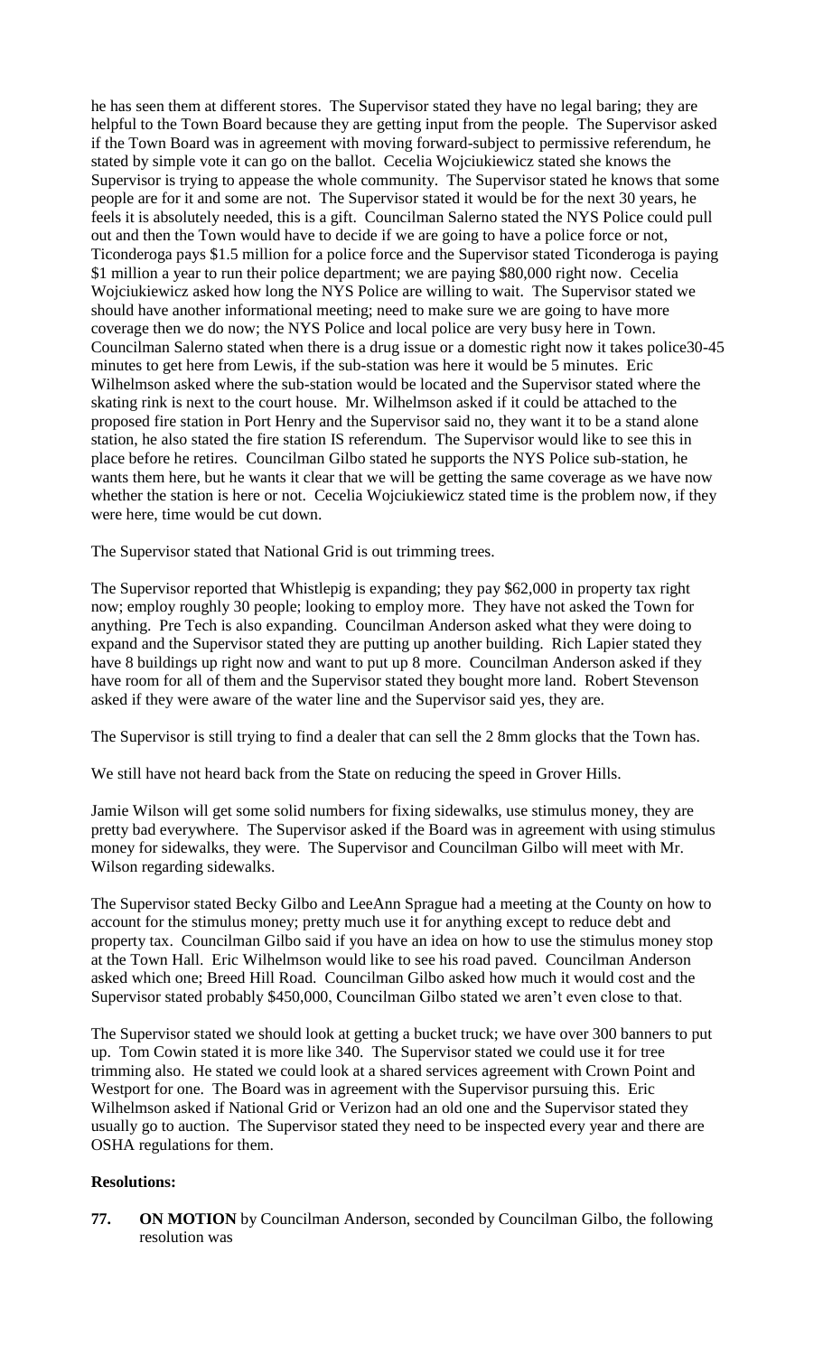he has seen them at different stores. The Supervisor stated they have no legal baring; they are helpful to the Town Board because they are getting input from the people. The Supervisor asked if the Town Board was in agreement with moving forward-subject to permissive referendum, he stated by simple vote it can go on the ballot. Cecelia Wojciukiewicz stated she knows the Supervisor is trying to appease the whole community. The Supervisor stated he knows that some people are for it and some are not. The Supervisor stated it would be for the next 30 years, he feels it is absolutely needed, this is a gift. Councilman Salerno stated the NYS Police could pull out and then the Town would have to decide if we are going to have a police force or not, Ticonderoga pays $1.5 million for a police force and the Supervisor stated Ticonderoga is paying $1 million a year to run their police department; we are paying $80,000 right now. Cecelia Wojciukiewicz asked how long the NYS Police are willing to wait. The Supervisor stated we should have another informational meeting; need to make sure we are going to have more coverage then we do now; the NYS Police and local police are very busy here in Town. Councilman Salerno stated when there is a drug issue or a domestic right now it takes police30-45 minutes to get here from Lewis, if the sub-station was here it would be 5 minutes. Eric Wilhelmson asked where the sub-station would be located and the Supervisor stated where the skating rink is next to the court house. Mr. Wilhelmson asked if it could be attached to the proposed fire station in Port Henry and the Supervisor said no, they want it to be a stand alone station, he also stated the fire station IS referendum. The Supervisor would like to see this in place before he retires. Councilman Gilbo stated he supports the NYS Police sub-station, he wants them here, but he wants it clear that we will be getting the same coverage as we have now whether the station is here or not. Cecelia Wojciukiewicz stated time is the problem now, if they were here, time would be cut down.

The Supervisor stated that National Grid is out trimming trees.

The Supervisor reported that Whistlepig is expanding; they pay $62,000 in property tax right now; employ roughly 30 people; looking to employ more. They have not asked the Town for anything. Pre Tech is also expanding. Councilman Anderson asked what they were doing to expand and the Supervisor stated they are putting up another building. Rich Lapier stated they have 8 buildings up right now and want to put up 8 more. Councilman Anderson asked if they have room for all of them and the Supervisor stated they bought more land. Robert Stevenson asked if they were aware of the water line and the Supervisor said yes, they are.

The Supervisor is still trying to find a dealer that can sell the 2 8mm glocks that the Town has.

We still have not heard back from the State on reducing the speed in Grover Hills.

Jamie Wilson will get some solid numbers for fixing sidewalks, use stimulus money, they are pretty bad everywhere. The Supervisor asked if the Board was in agreement with using stimulus money for sidewalks, they were. The Supervisor and Councilman Gilbo will meet with Mr. Wilson regarding sidewalks.

The Supervisor stated Becky Gilbo and LeeAnn Sprague had a meeting at the County on how to account for the stimulus money; pretty much use it for anything except to reduce debt and property tax. Councilman Gilbo said if you have an idea on how to use the stimulus money stop at the Town Hall. Eric Wilhelmson would like to see his road paved. Councilman Anderson asked which one; Breed Hill Road. Councilman Gilbo asked how much it would cost and the Supervisor stated probably $450,000, Councilman Gilbo stated we aren't even close to that.

The Supervisor stated we should look at getting a bucket truck; we have over 300 banners to put up. Tom Cowin stated it is more like 340. The Supervisor stated we could use it for tree trimming also. He stated we could look at a shared services agreement with Crown Point and Westport for one. The Board was in agreement with the Supervisor pursuing this. Eric Wilhelmson asked if National Grid or Verizon had an old one and the Supervisor stated they usually go to auction. The Supervisor stated they need to be inspected every year and there are OSHA regulations for them.

**Resolutions:**

**77.** **ON MOTION** by Councilman Anderson, seconded by Councilman Gilbo, the following resolution was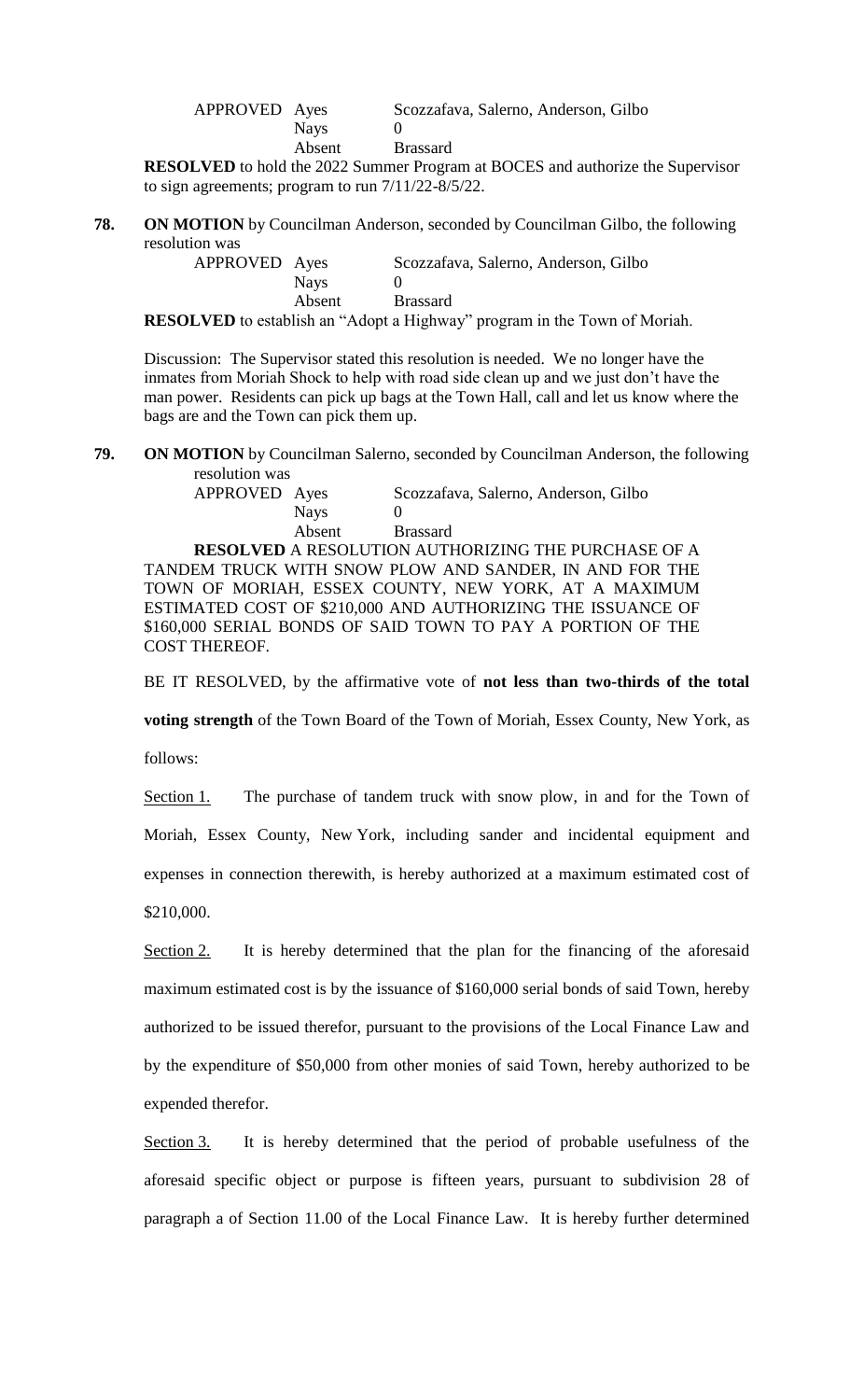| APPROVED | Ayes | Scozzafava, Salerno, Anderson, Gilbo |
|---|---|---|
| | Nays | 0 |
| | Absent | Brassard |

**RESOLVED** to hold the 2022 Summer Program at BOCES and authorize the Supervisor to sign agreements; program to run 7/11/22-8/5/22.

**78.** **ON MOTION** by Councilman Anderson, seconded by Councilman Gilbo, the following resolution was

| APPROVED | Ayes | Scozzafava, Salerno, Anderson, Gilbo |
|---|---|---|
| | Nays | 0 |
| | Absent | Brassard |

**RESOLVED** to establish an "Adopt a Highway" program in the Town of Moriah.

Discussion: The Supervisor stated this resolution is needed. We no longer have the inmates from Moriah Shock to help with road side clean up and we just don't have the man power. Residents can pick up bags at the Town Hall, call and let us know where the bags are and the Town can pick them up.

**79.** **ON MOTION** by Councilman Salerno, seconded by Councilman Anderson, the following resolution was

| APPROVED | Ayes | Scozzafava, Salerno, Anderson, Gilbo |
|---|---|---|
| | Nays | 0 |
| | Absent | Brassard |

**RESOLVED** A RESOLUTION AUTHORIZING THE PURCHASE OF A TANDEM TRUCK WITH SNOW PLOW AND SANDER, IN AND FOR THE TOWN OF MORIAH, ESSEX COUNTY, NEW YORK, AT A MAXIMUM ESTIMATED COST OF \$210,000 AND AUTHORIZING THE ISSUANCE OF \$160,000 SERIAL BONDS OF SAID TOWN TO PAY A PORTION OF THE COST THEREOF.

BE IT RESOLVED, by the affirmative vote of **not less than two-thirds of the total voting strength** of the Town Board of the Town of Moriah, Essex County, New York, as follows:

Section 1. The purchase of tandem truck with snow plow, in and for the Town of Moriah, Essex County, New York, including sander and incidental equipment and expenses in connection therewith, is hereby authorized at a maximum estimated cost of \$210,000.

Section 2. It is hereby determined that the plan for the financing of the aforesaid maximum estimated cost is by the issuance of \$160,000 serial bonds of said Town, hereby authorized to be issued therefor, pursuant to the provisions of the Local Finance Law and by the expenditure of \$50,000 from other monies of said Town, hereby authorized to be expended therefor.

Section 3. It is hereby determined that the period of probable usefulness of the aforesaid specific object or purpose is fifteen years, pursuant to subdivision 28 of paragraph a of Section 11.00 of the Local Finance Law. It is hereby further determined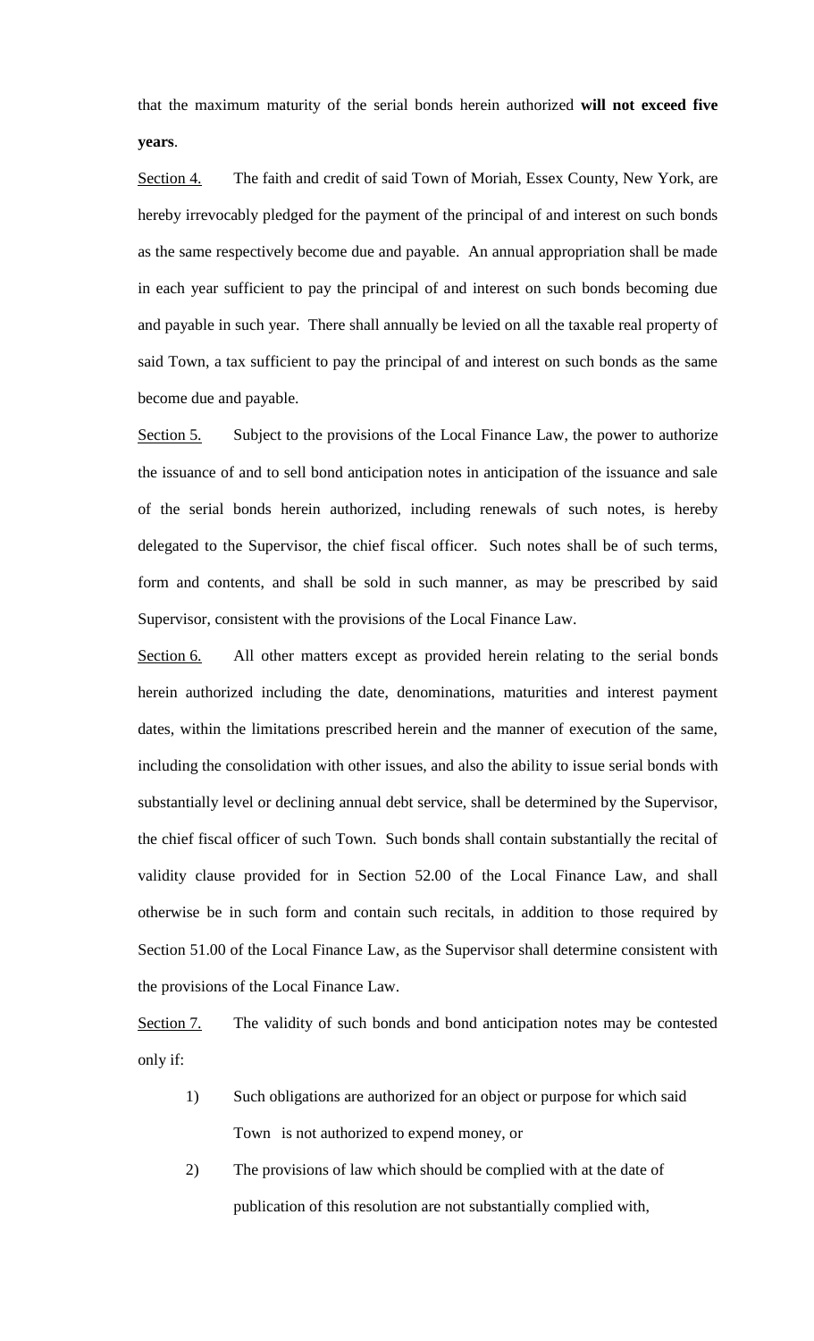that the maximum maturity of the serial bonds herein authorized **will not exceed five years**.

Section 4. The faith and credit of said Town of Moriah, Essex County, New York, are hereby irrevocably pledged for the payment of the principal of and interest on such bonds as the same respectively become due and payable. An annual appropriation shall be made in each year sufficient to pay the principal of and interest on such bonds becoming due and payable in such year. There shall annually be levied on all the taxable real property of said Town, a tax sufficient to pay the principal of and interest on such bonds as the same become due and payable.

Section 5. Subject to the provisions of the Local Finance Law, the power to authorize the issuance of and to sell bond anticipation notes in anticipation of the issuance and sale of the serial bonds herein authorized, including renewals of such notes, is hereby delegated to the Supervisor, the chief fiscal officer. Such notes shall be of such terms, form and contents, and shall be sold in such manner, as may be prescribed by said Supervisor, consistent with the provisions of the Local Finance Law.

Section 6. All other matters except as provided herein relating to the serial bonds herein authorized including the date, denominations, maturities and interest payment dates, within the limitations prescribed herein and the manner of execution of the same, including the consolidation with other issues, and also the ability to issue serial bonds with substantially level or declining annual debt service, shall be determined by the Supervisor, the chief fiscal officer of such Town. Such bonds shall contain substantially the recital of validity clause provided for in Section 52.00 of the Local Finance Law, and shall otherwise be in such form and contain such recitals, in addition to those required by Section 51.00 of the Local Finance Law, as the Supervisor shall determine consistent with the provisions of the Local Finance Law.

Section 7. The validity of such bonds and bond anticipation notes may be contested only if:

1) Such obligations are authorized for an object or purpose for which said Town is not authorized to expend money, or

2) The provisions of law which should be complied with at the date of publication of this resolution are not substantially complied with,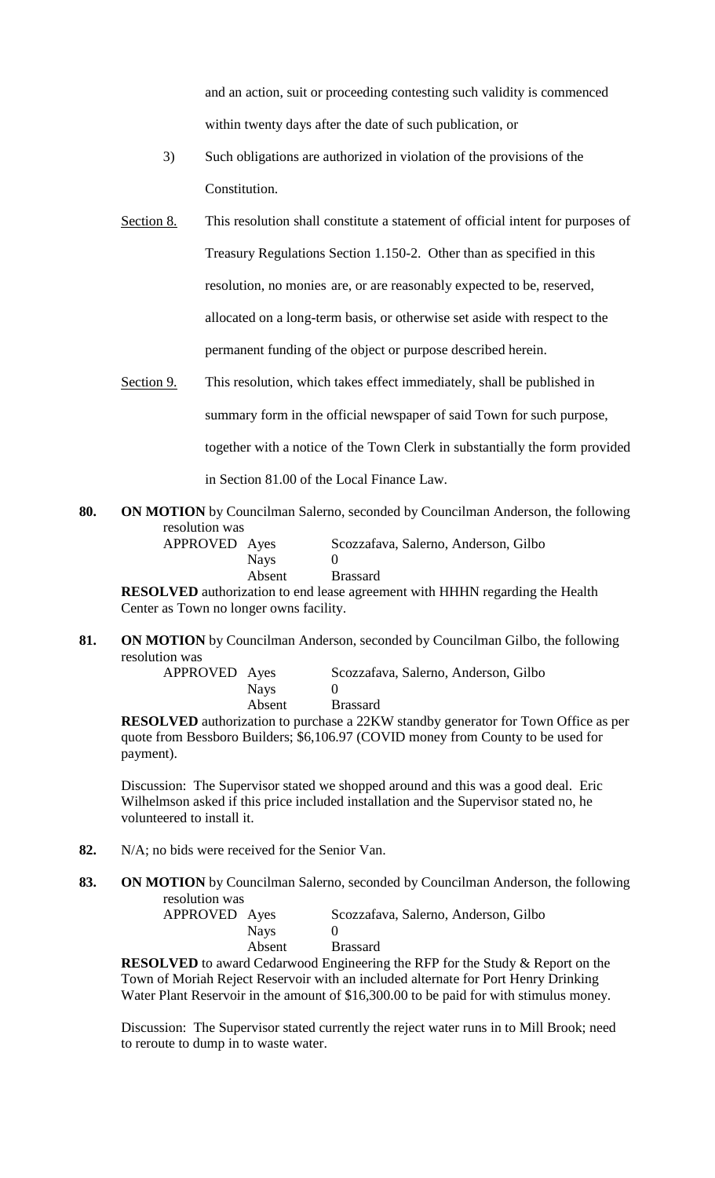and an action, suit or proceeding contesting such validity is commenced within twenty days after the date of such publication, or

3) Such obligations are authorized in violation of the provisions of the Constitution.

Section 8. This resolution shall constitute a statement of official intent for purposes of Treasury Regulations Section 1.150-2. Other than as specified in this resolution, no monies are, or are reasonably expected to be, reserved, allocated on a long-term basis, or otherwise set aside with respect to the permanent funding of the object or purpose described herein.

Section 9. This resolution, which takes effect immediately, shall be published in summary form in the official newspaper of said Town for such purpose, together with a notice of the Town Clerk in substantially the form provided in Section 81.00 of the Local Finance Law.

**80. ON MOTION** by Councilman Salerno, seconded by Councilman Anderson, the following resolution was

| APPROVED | Ayes | Scozzafava, Salerno, Anderson, Gilbo |
|---|---|---|
| | Nays | 0 |
| | Absent | Brassard |

**RESOLVED** authorization to end lease agreement with HHHN regarding the Health Center as Town no longer owns facility.

**81. ON MOTION** by Councilman Anderson, seconded by Councilman Gilbo, the following resolution was

| APPROVED | Ayes | Scozzafava, Salerno, Anderson, Gilbo |
|---|---|---|
| | Nays | 0 |
| | Absent | Brassard |

**RESOLVED** authorization to purchase a 22KW standby generator for Town Office as per quote from Bessboro Builders; $6,106.97 (COVID money from County to be used for payment).

Discussion: The Supervisor stated we shopped around and this was a good deal. Eric Wilhelmson asked if this price included installation and the Supervisor stated no, he volunteered to install it.

**82.** N/A; no bids were received for the Senior Van.

**83. ON MOTION** by Councilman Salerno, seconded by Councilman Anderson, the following resolution was

| APPROVED | Ayes | Scozzafava, Salerno, Anderson, Gilbo |
|---|---|---|
| | Nays | 0 |
| | Absent | Brassard |

**RESOLVED** to award Cedarwood Engineering the RFP for the Study & Report on the Town of Moriah Reject Reservoir with an included alternate for Port Henry Drinking Water Plant Reservoir in the amount of $16,300.00 to be paid for with stimulus money.

Discussion: The Supervisor stated currently the reject water runs in to Mill Brook; need to reroute to dump in to waste water.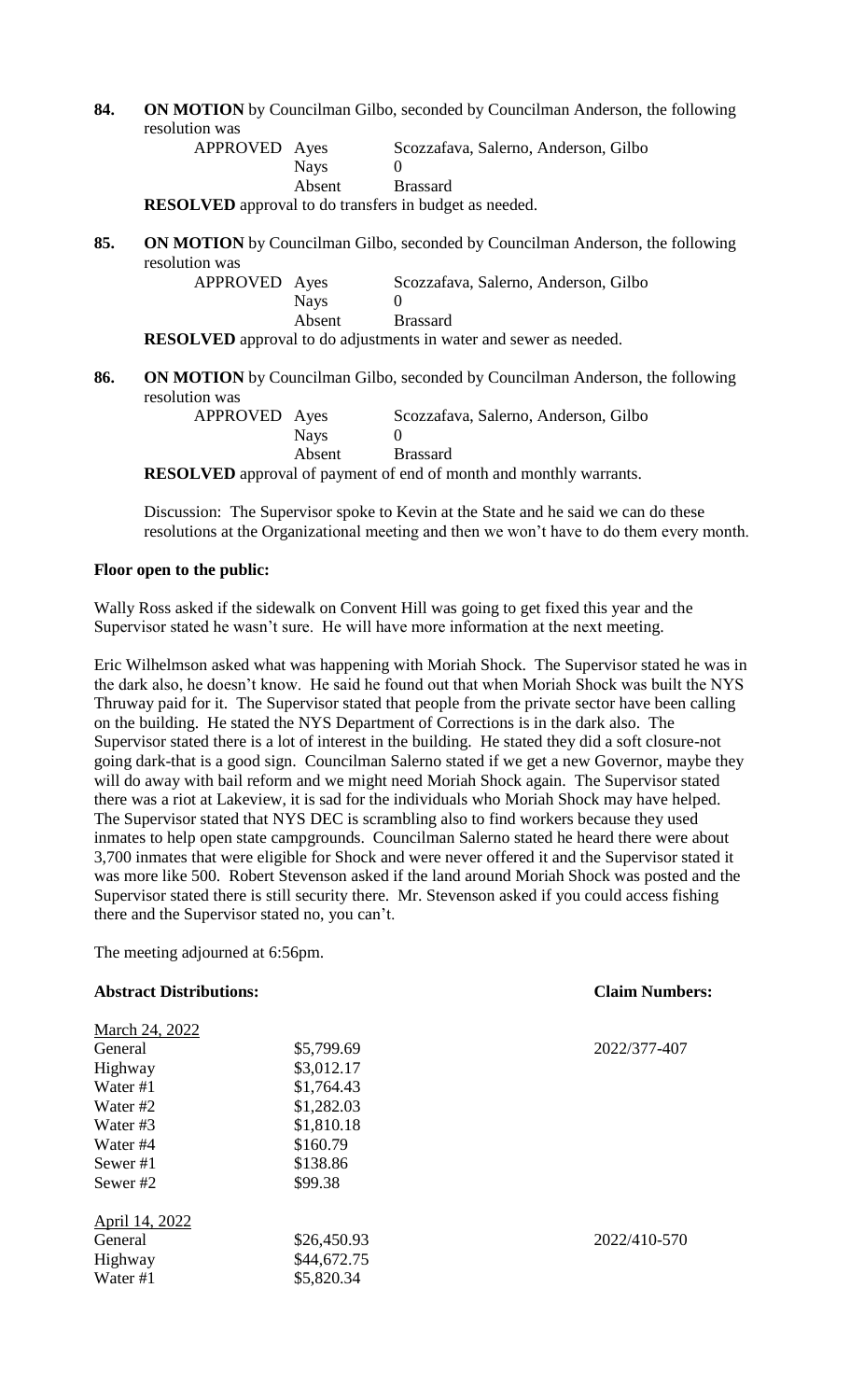**84.** **ON MOTION** by Councilman Gilbo, seconded by Councilman Anderson, the following resolution was

| APPROVED | Ayes | Scozzafava, Salerno, Anderson, Gilbo |
|---|---|---|
| | Nays | 0 |
| | Absent | Brassard |

**RESOLVED** approval to do transfers in budget as needed.

**85.** **ON MOTION** by Councilman Gilbo, seconded by Councilman Anderson, the following resolution was

| APPROVED | Ayes | Scozzafava, Salerno, Anderson, Gilbo |
|---|---|---|
| | Nays | 0 |
| | Absent | Brassard |

**RESOLVED** approval to do adjustments in water and sewer as needed.

**86.** **ON MOTION** by Councilman Gilbo, seconded by Councilman Anderson, the following resolution was

| APPROVED | Ayes | Scozzafava, Salerno, Anderson, Gilbo |
|---|---|---|
| | Nays | 0 |
| | Absent | Brassard |

**RESOLVED** approval of payment of end of month and monthly warrants.

Discussion: The Supervisor spoke to Kevin at the State and he said we can do these resolutions at the Organizational meeting and then we won't have to do them every month.

**Floor open to the public:**

Wally Ross asked if the sidewalk on Convent Hill was going to get fixed this year and the Supervisor stated he wasn't sure. He will have more information at the next meeting.

Eric Wilhelmson asked what was happening with Moriah Shock. The Supervisor stated he was in the dark also, he doesn't know. He said he found out that when Moriah Shock was built the NYS Thruway paid for it. The Supervisor stated that people from the private sector have been calling on the building. He stated the NYS Department of Corrections is in the dark also. The Supervisor stated there is a lot of interest in the building. He stated they did a soft closure-not going dark-that is a good sign. Councilman Salerno stated if we get a new Governor, maybe they will do away with bail reform and we might need Moriah Shock again. The Supervisor stated there was a riot at Lakeview, it is sad for the individuals who Moriah Shock may have helped. The Supervisor stated that NYS DEC is scrambling also to find workers because they used inmates to help open state campgrounds. Councilman Salerno stated he heard there were about 3,700 inmates that were eligible for Shock and were never offered it and the Supervisor stated it was more like 500. Robert Stevenson asked if the land around Moriah Shock was posted and the Supervisor stated there is still security there. Mr. Stevenson asked if you could access fishing there and the Supervisor stated no, you can't.

The meeting adjourned at 6:56pm.

| **Abstract Distributions:** | | **Claim Numbers:** |
|---|---|---|
| March 24, 2022 | | |
| General | $5,799.69 | 2022/377-407 |
| Highway | $3,012.17 | |
| Water #1 | $1,764.43 | |
| Water #2 | $1,282.03 | |
| Water #3 | $1,810.18 | |
| Water #4 | $160.79 | |
| Sewer #1 | $138.86 | |
| Sewer #2 | $99.38 | |
| April 14, 2022 | | |
| General | $26,450.93 | 2022/410-570 |
| Highway | $44,672.75 | |
| Water #1 | $5,820.34 | |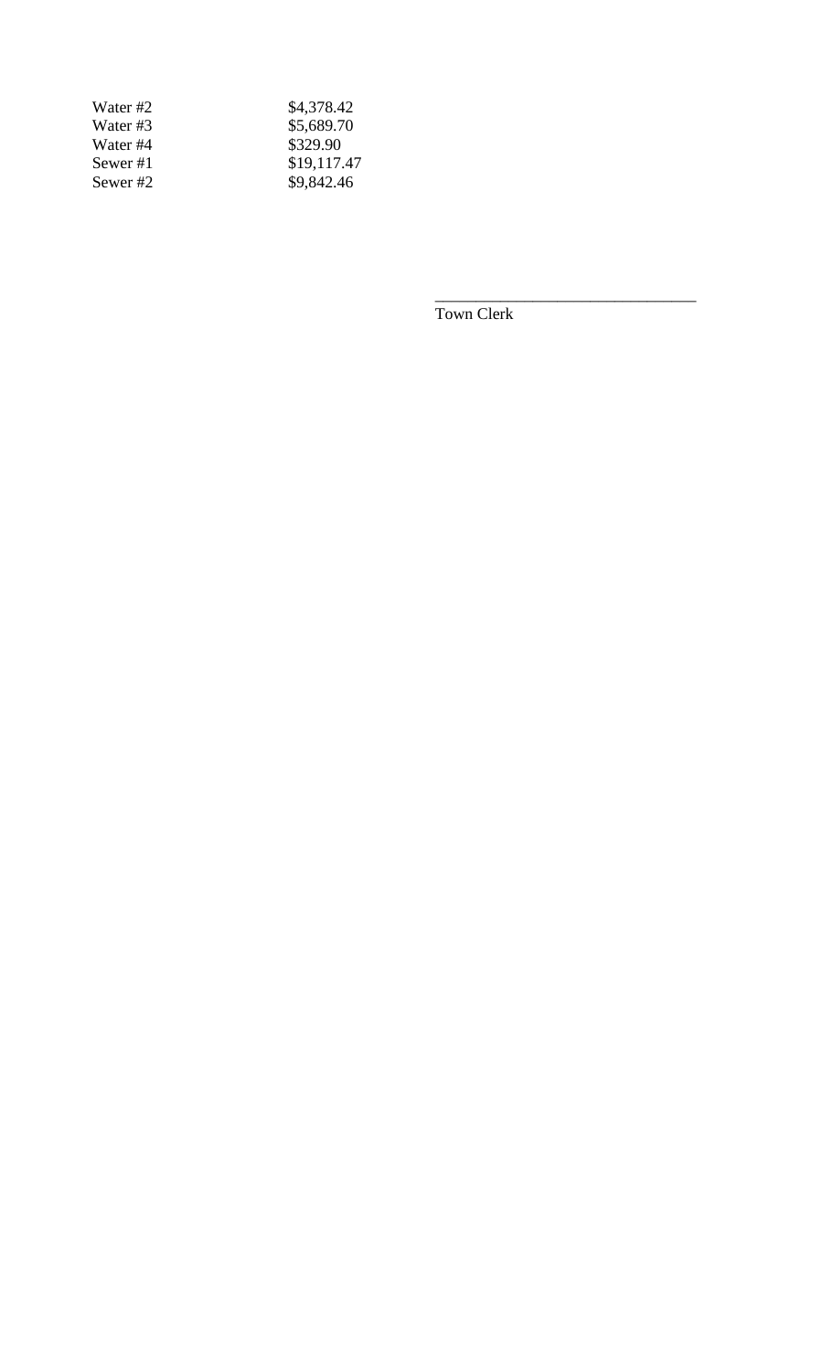| | |
|---|---|
| Water #2 | $4,378.42 |
| Water #3 | $5,689.70 |
| Water #4 | $329.90 |
| Sewer #1 | $19,117.47 |
| Sewer #2 | $9,842.46 |

_______________________________
Town Clerk